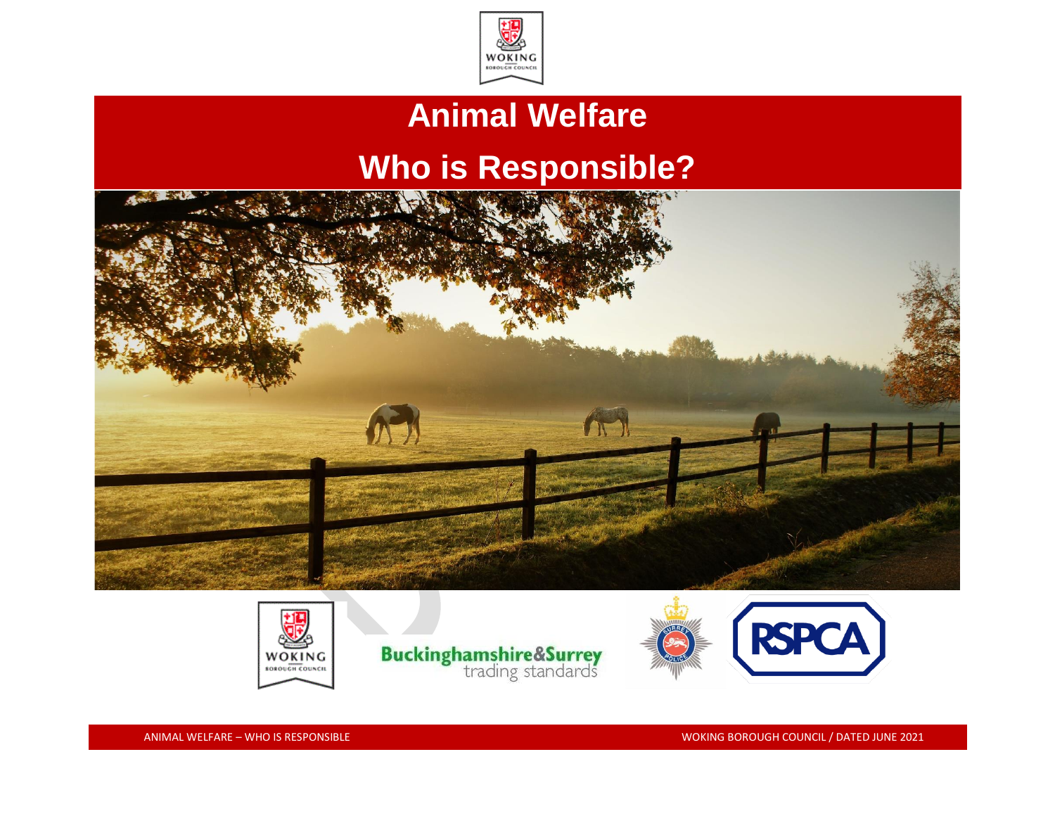# Animal Welfare

# Who is Responsible?

Buckinghamshire&Surrey trading standards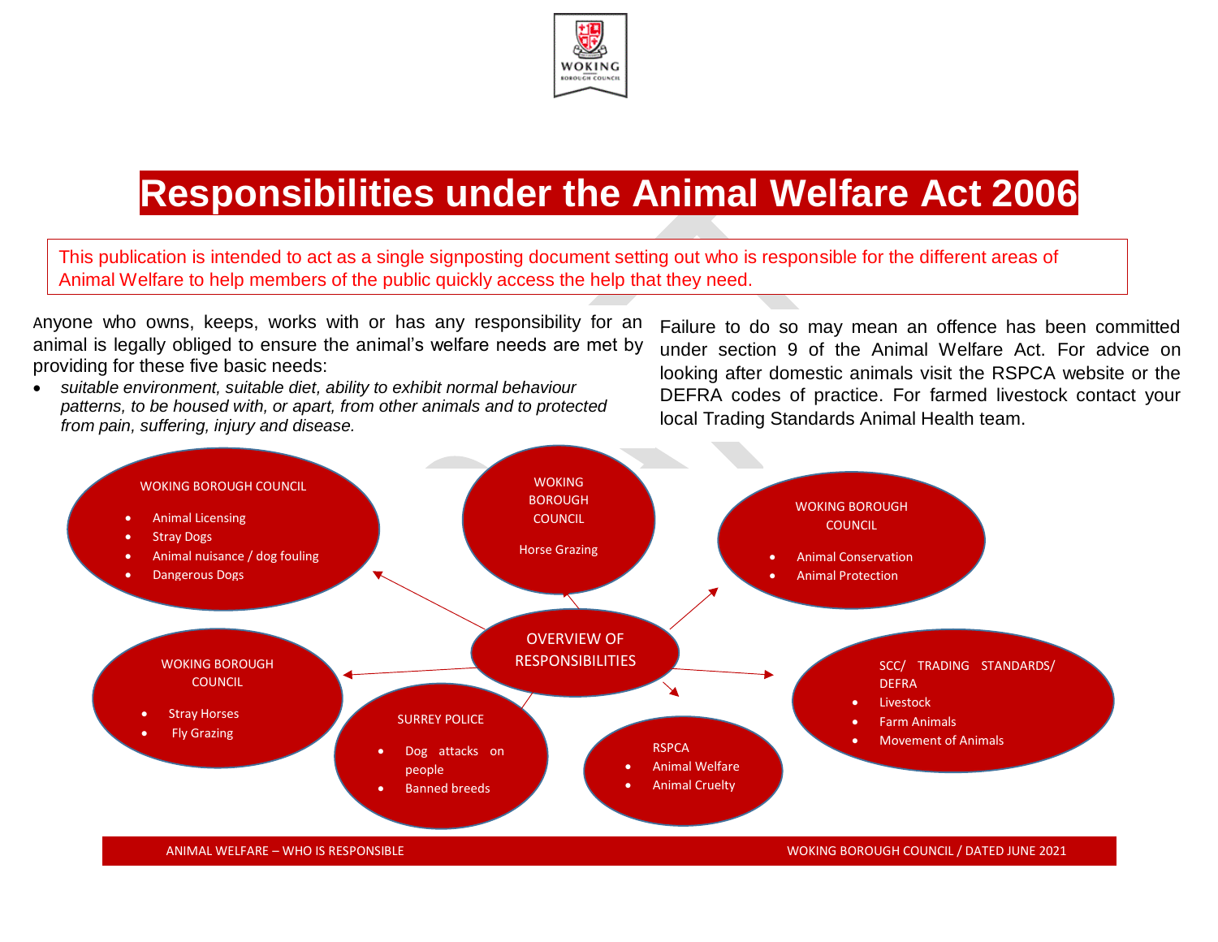# Responsibilities under the Animal Welfare Act 2006

This publication is intended to act as a single signposting document setting out who is responsible for the different areas of Animal Welfare to help members of the public quickly access the help that they need.

Anyone who owns, keeps, works with or has any responsibility for an animal is legally obliged to ensure the animal's welfare needs are met by providing for these five basic needs:

- *suitable environment, suitable diet, ability to exhibit normal behaviour patterns, to be housed with, or apart, from other animals and to protected from pain, suffering, injury and disease.*

Failure to do so may mean an offence has been committed under section 9 of the Animal Welfare Act. For advice on looking after domestic animals visit the RSPCA website or the DEFRA codes of practice. For farmed livestock contact your local Trading Standards Animal Health team.

## OVERVIEW OF RESPONSIBILITIES

**WOKING BOROUGH COUNCIL**

- Animal Licensing
- Stray Dogs
- Animal nuisance / dog fouling
- Dangerous Dogs

**WOKING BOROUGH COUNCIL**

Horse Grazing

**WOKING BOROUGH COUNCIL**

- Animal Conservation
- Animal Protection

**WOKING BOROUGH COUNCIL**

- Stray Horses
- Fly Grazing

**SURREY POLICE**

- Dog attacks on people
- Banned breeds

**RSPCA**

- Animal Welfare
- Animal Cruelty

**SCC/ TRADING STANDARDS/ DEFRA**

- Livestock
- Farm Animals
- Movement of Animals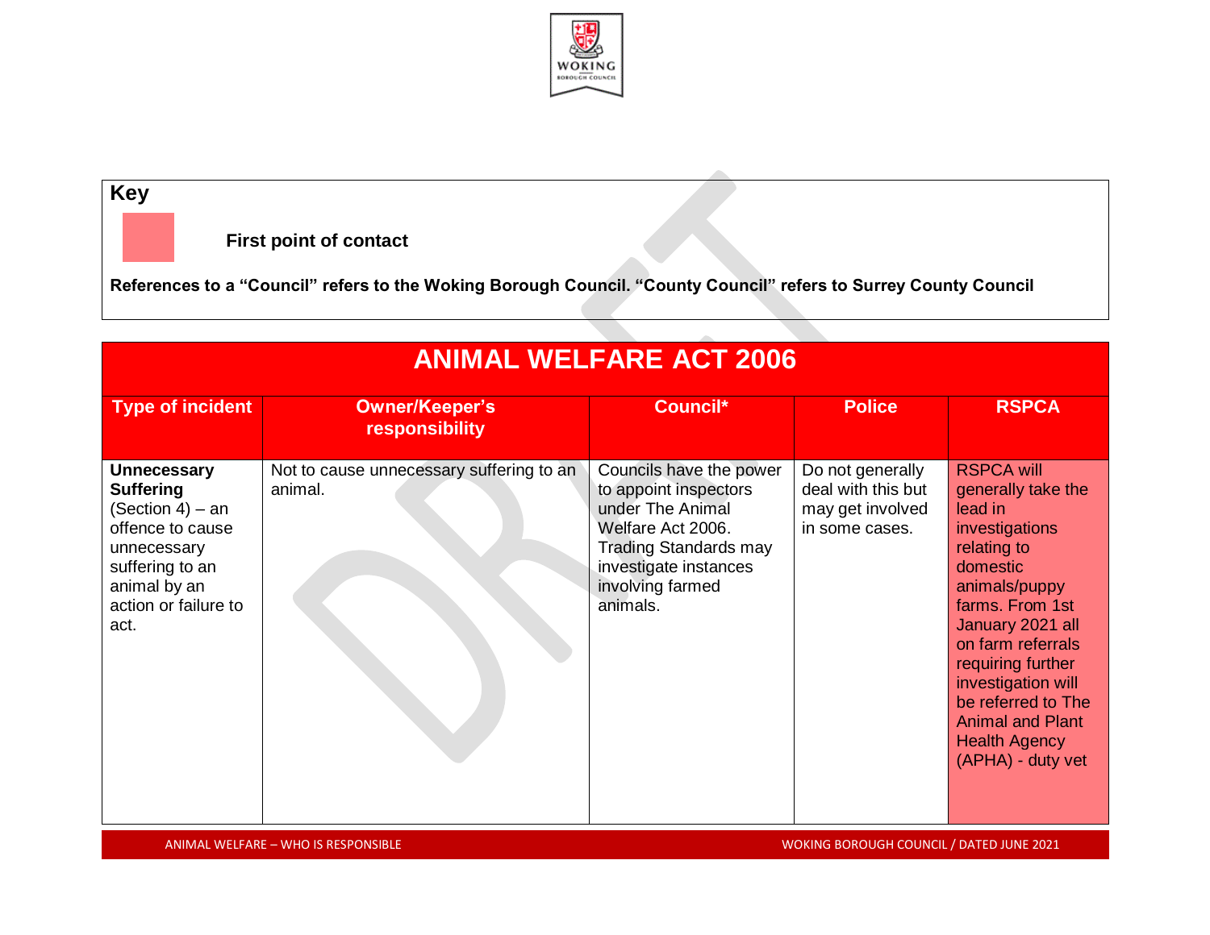**Key**

First point of contact

**References to a "Council" refers to the Woking Borough Council. "County Council" refers to Surrey County Council**

| ANIMAL WELFARE ACT 2006 | | | | |
|---|---|---|---|---|
| **Type of incident** | **Owner/Keeper's responsibility** | **Council*** | **Police** | **RSPCA** |
| **Unnecessary Suffering** (Section 4) – an offence to cause unnecessary suffering to an animal by an action or failure to act. | Not to cause unnecessary suffering to an animal. | Councils have the power to appoint inspectors under The Animal Welfare Act 2006. Trading Standards may investigate instances involving farmed animals. | Do not generally deal with this but may get involved in some cases. | RSPCA will generally take the lead in investigations relating to domestic animals/puppy farms. From 1st January 2021 all on farm referrals requiring further investigation will be referred to The Animal and Plant Health Agency (APHA) - duty vet |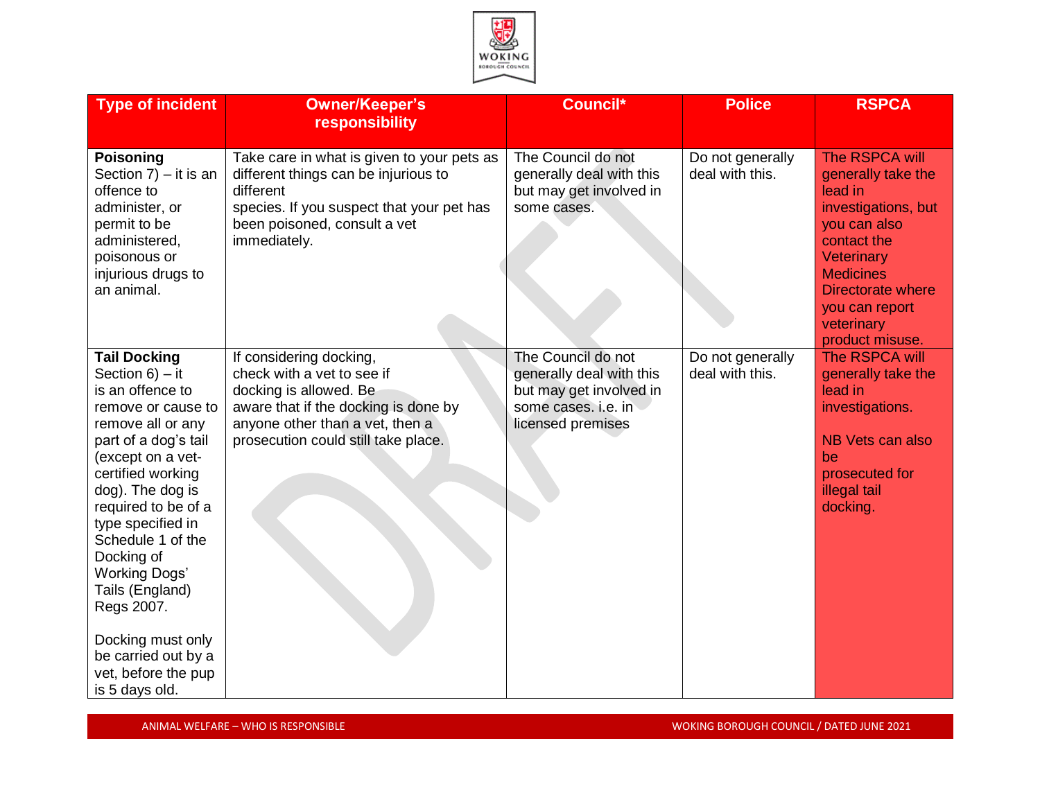| Type of incident | Owner/Keeper's responsibility | Council* | Police | RSPCA |
|---|---|---|---|---|
| **Poisoning** Section 7) – it is an offence to administer, or permit to be administered, poisonous or injurious drugs to an animal. | Take care in what is given to your pets as different things can be injurious to different species. If you suspect that your pet has been poisoned, consult a vet immediately. | The Council do not generally deal with this but may get involved in some cases. | Do not generally deal with this. | The RSPCA will generally take the lead in investigations, but you can also contact the Veterinary Medicines Directorate where you can report veterinary product misuse. |
| **Tail Docking** Section 6) – it is an offence to remove or cause to remove all or any part of a dog's tail (except on a vet-certified working dog). The dog is required to be of a type specified in Schedule 1 of the Docking of Working Dogs' Tails (England) Regs 2007.<br><br>Docking must only be carried out by a vet, before the pup is 5 days old. | If considering docking, check with a vet to see if docking is allowed. Be aware that if the docking is done by anyone other than a vet, then a prosecution could still take place. | The Council do not generally deal with this but may get involved in some cases. i.e. in licensed premises | Do not generally deal with this. | The RSPCA will generally take the lead in investigations.<br><br>NB Vets can also be prosecuted for illegal tail docking. |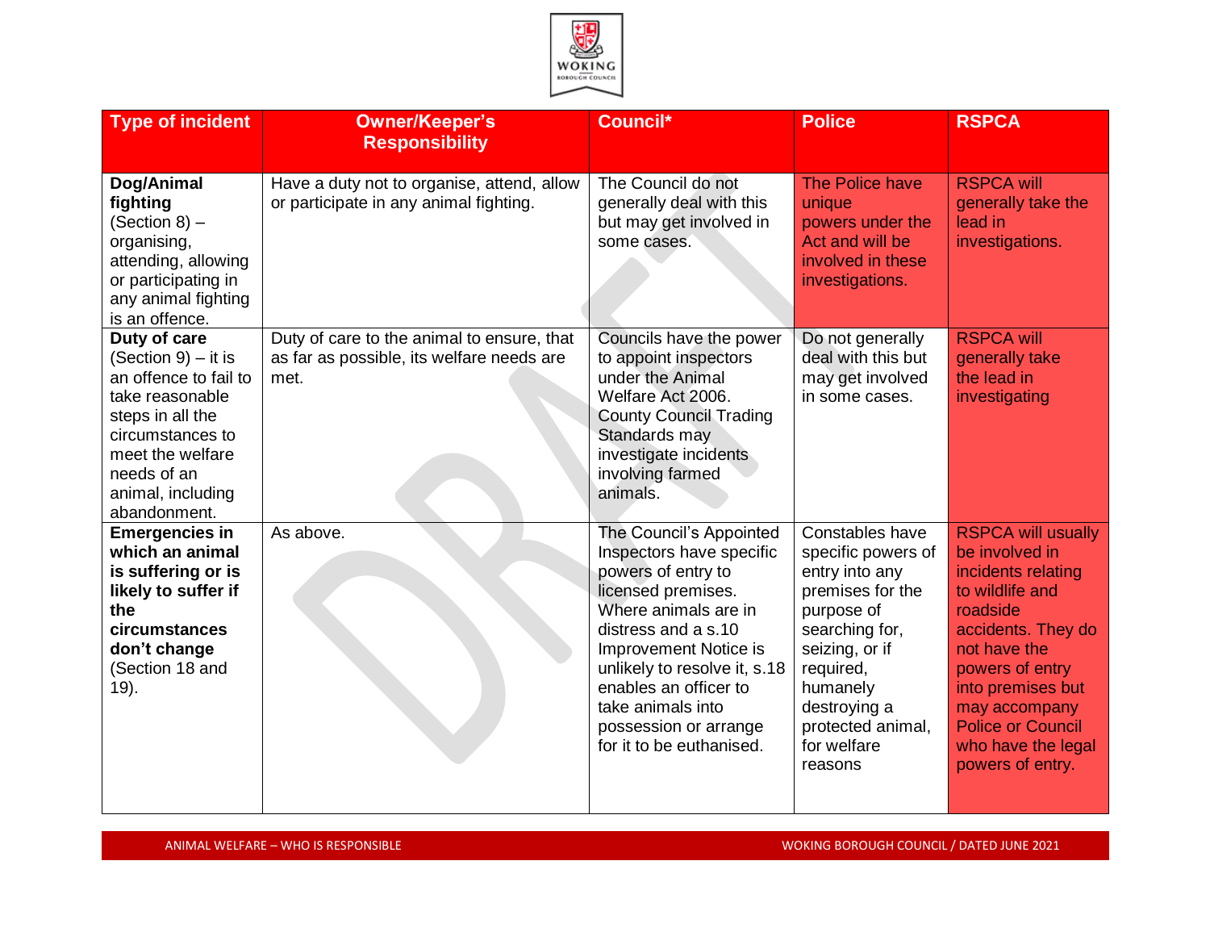| Type of incident | Owner/Keeper's Responsibility | Council* | Police | RSPCA |
| --- | --- | --- | --- | --- |
| **Dog/Animal fighting** (Section 8) – organising, attending, allowing or participating in any animal fighting is an offence. | Have a duty not to organise, attend, allow or participate in any animal fighting. | The Council do not generally deal with this but may get involved in some cases. | The Police have unique powers under the Act and will be involved in these investigations. | RSPCA will generally take the lead in investigations. |
| **Duty of care** (Section 9) – it is an offence to fail to take reasonable steps in all the circumstances to meet the welfare needs of an animal, including abandonment. | Duty of care to the animal to ensure, that as far as possible, its welfare needs are met. | Councils have the power to appoint inspectors under the Animal Welfare Act 2006. County Council Trading Standards may investigate incidents involving farmed animals. | Do not generally deal with this but may get involved in some cases. | RSPCA will generally take the lead in investigating |
| **Emergencies in which an animal is suffering or is likely to suffer if the circumstances don't change** (Section 18 and 19). | As above. | The Council's Appointed Inspectors have specific powers of entry to licensed premises. Where animals are in distress and a s.10 Improvement Notice is unlikely to resolve it, s.18 enables an officer to take animals into possession or arrange for it to be euthanised. | Constables have specific powers of entry into any premises for the purpose of searching for, seizing, or if required, humanely destroying a protected animal, for welfare reasons | RSPCA will usually be involved in incidents relating to wildlife and roadside accidents. They do not have the powers of entry into premises but may accompany Police or Council who have the legal powers of entry. |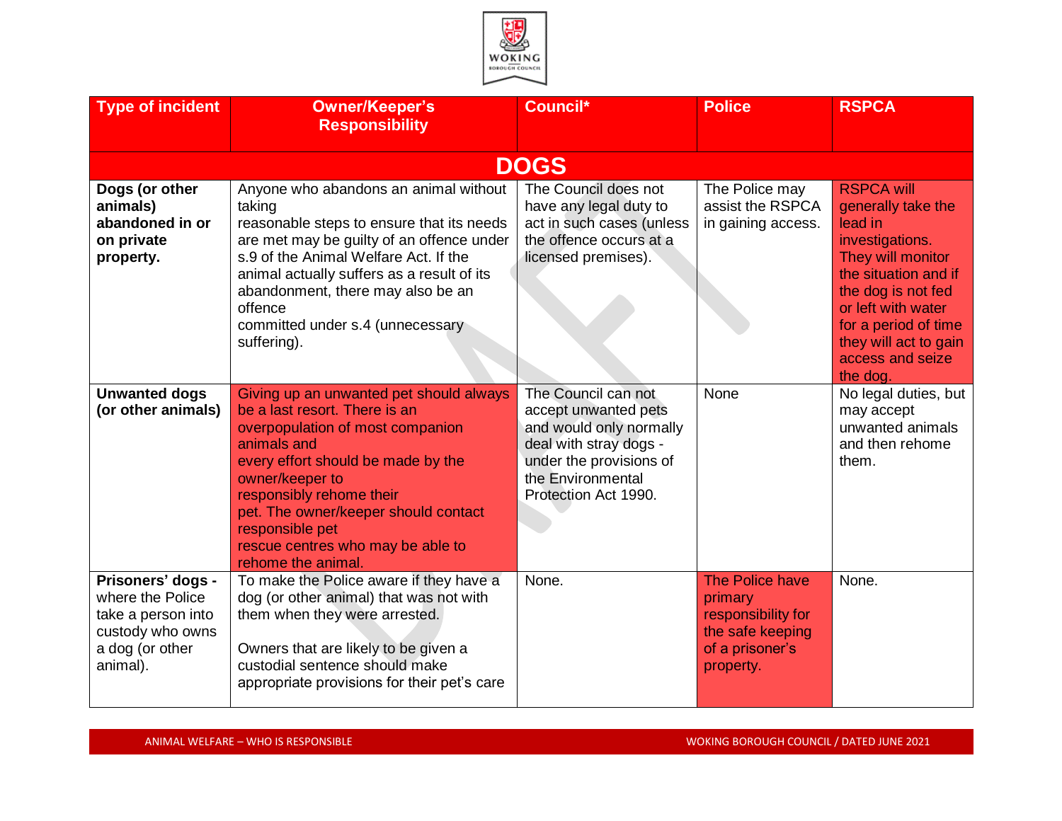| Type of incident | Owner/Keeper's Responsibility | Council* | Police | RSPCA |
|---|---|---|---|---|
| **DOGS** | | | | |
| **Dogs (or other animals) abandoned in or on private property.** | Anyone who abandons an animal without taking reasonable steps to ensure that its needs are met may be guilty of an offence under s.9 of the Animal Welfare Act. If the animal actually suffers as a result of its abandonment, there may also be an offence committed under s.4 (unnecessary suffering). | The Council does not have any legal duty to act in such cases (unless the offence occurs at a licensed premises). | The Police may assist the RSPCA in gaining access. | RSPCA will generally take the lead in investigations. They will monitor the situation and if the dog is not fed or left with water for a period of time they will act to gain access and seize the dog. |
| **Unwanted dogs (or other animals)** | Giving up an unwanted pet should always be a last resort. There is an overpopulation of most companion animals and every effort should be made by the owner/keeper to responsibly rehome their pet. The owner/keeper should contact responsible pet rescue centres who may be able to rehome the animal. | The Council can not accept unwanted pets and would only normally deal with stray dogs - under the provisions of the Environmental Protection Act 1990. | None | No legal duties, but may accept unwanted animals and then rehome them. |
| **Prisoners' dogs -** where the Police take a person into custody who owns a dog (or other animal). | To make the Police aware if they have a dog (or other animal) that was not with them when they were arrested.<br><br>Owners that are likely to be given a custodial sentence should make appropriate provisions for their pet's care | None. | The Police have primary responsibility for the safe keeping of a prisoner's property. | None. |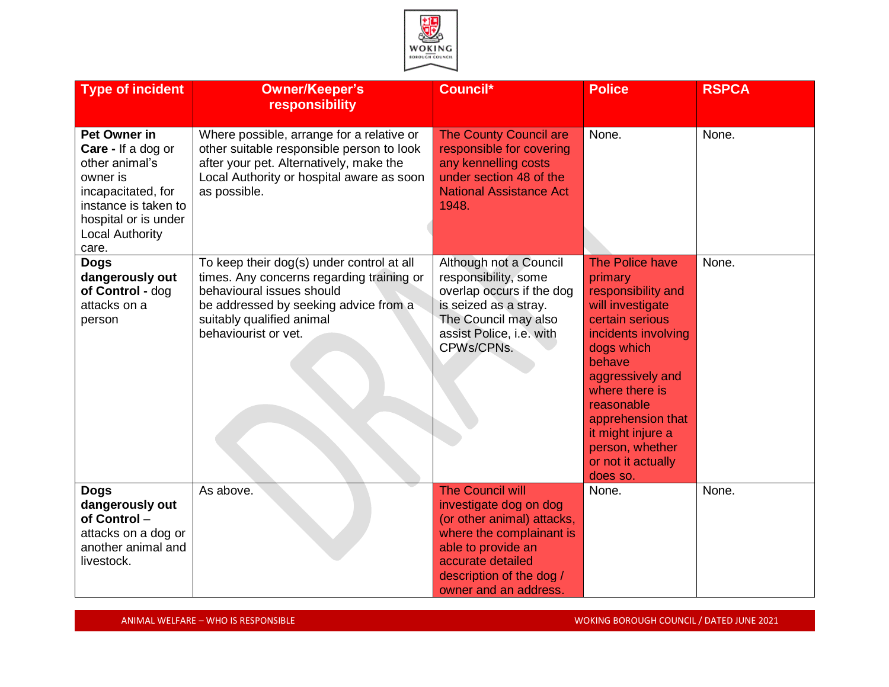| Type of incident | Owner/Keeper's responsibility | Council* | Police | RSPCA |
|---|---|---|---|---|
| **Pet Owner in Care -** If a dog or other animal's owner is incapacitated, for instance is taken to hospital or is under Local Authority care. | Where possible, arrange for a relative or other suitable responsible person to look after your pet. Alternatively, make the Local Authority or hospital aware as soon as possible. | The County Council are responsible for covering any kennelling costs under section 48 of the National Assistance Act 1948. | None. | None. |
| **Dogs dangerously out of Control -** dog attacks on a person | To keep their dog(s) under control at all times. Any concerns regarding training or behavioural issues should be addressed by seeking advice from a suitably qualified animal behaviourist or vet. | Although not a Council responsibility, some overlap occurs if the dog is seized as a stray. The Council may also assist Police, i.e. with CPWs/CPNs. | The Police have primary responsibility and will investigate certain serious incidents involving dogs which behave aggressively and where there is reasonable apprehension that it might injure a person, whether or not it actually does so. | None. |
| **Dogs dangerously out of Control** – attacks on a dog or another animal and livestock. | As above. | The Council will investigate dog on dog (or other animal) attacks, where the complainant is able to provide an accurate detailed description of the dog / owner and an address. | None. | None. |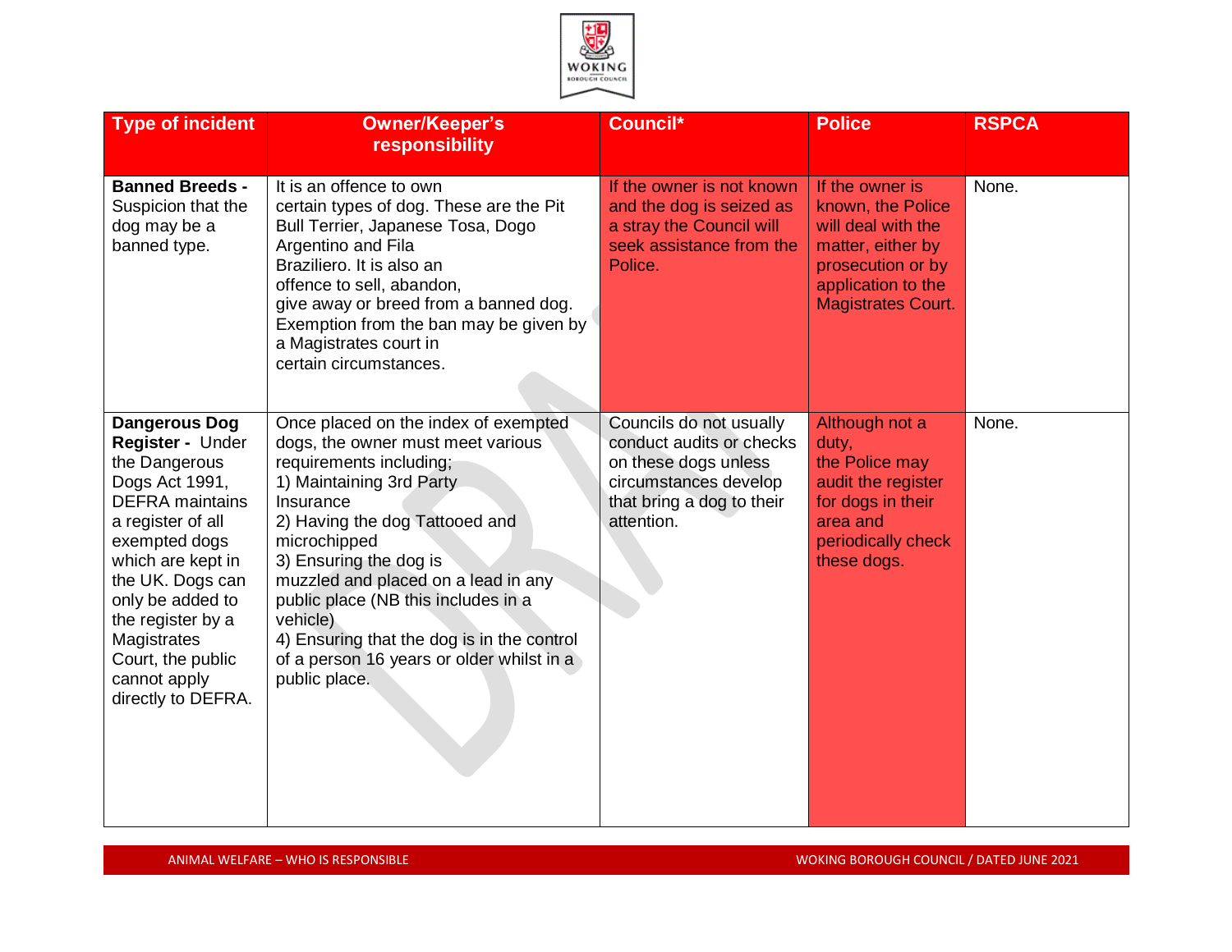| Type of incident | Owner/Keeper's responsibility | Council* | Police | RSPCA |
|---|---|---|---|---|
| **Banned Breeds -** Suspicion that the dog may be a banned type. | It is an offence to own certain types of dog. These are the Pit Bull Terrier, Japanese Tosa, Dogo Argentino and Fila Braziliero. It is also an offence to sell, abandon, give away or breed from a banned dog. Exemption from the ban may be given by a Magistrates court in certain circumstances. | If the owner is not known and the dog is seized as a stray the Council will seek assistance from the Police. | If the owner is known, the Police will deal with the matter, either by prosecution or by application to the Magistrates Court. | None. |
| **Dangerous Dog Register -** Under the Dangerous Dogs Act 1991, DEFRA maintains a register of all exempted dogs which are kept in the UK. Dogs can only be added to the register by a Magistrates Court, the public cannot apply directly to DEFRA. | Once placed on the index of exempted dogs, the owner must meet various requirements including;<br>1) Maintaining 3rd Party Insurance<br>2) Having the dog Tattooed and microchipped<br>3) Ensuring the dog is muzzled and placed on a lead in any public place (NB this includes in a vehicle)<br>4) Ensuring that the dog is in the control of a person 16 years or older whilst in a public place. | Councils do not usually conduct audits or checks on these dogs unless circumstances develop that bring a dog to their attention. | Although not a duty, the Police may audit the register for dogs in their area and periodically check these dogs. | None. |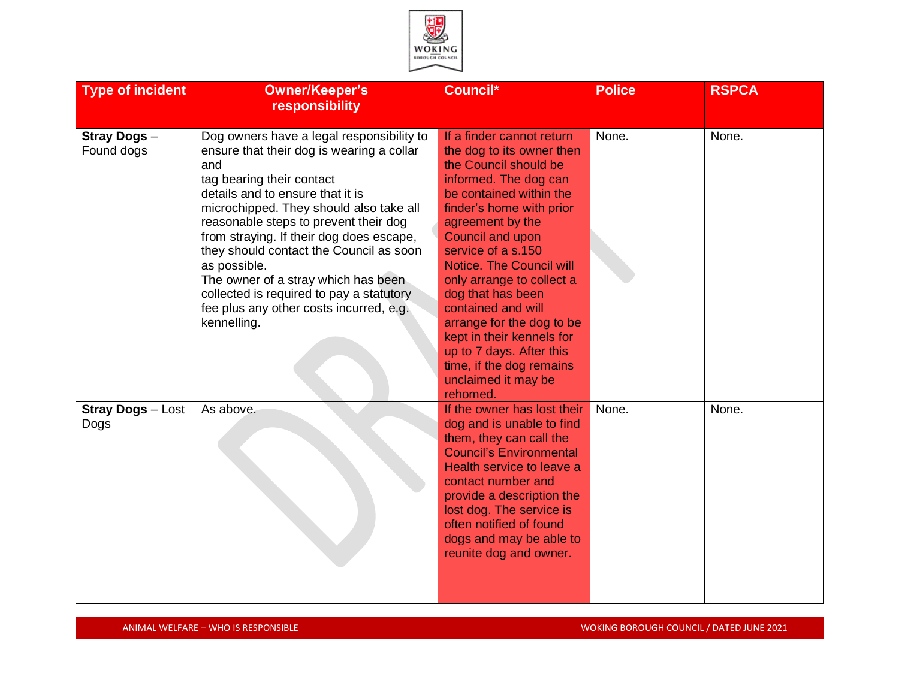| Type of incident | Owner/Keeper's responsibility | Council* | Police | RSPCA |
|---|---|---|---|---|
| **Stray Dogs** – Found dogs | Dog owners have a legal responsibility to ensure that their dog is wearing a collar and tag bearing their contact details and to ensure that it is microchipped. They should also take all reasonable steps to prevent their dog from straying. If their dog does escape, they should contact the Council as soon as possible. The owner of a stray which has been collected is required to pay a statutory fee plus any other costs incurred, e.g. kennelling. | If a finder cannot return the dog to its owner then the Council should be informed. The dog can be contained within the finder's home with prior agreement by the Council and upon service of a s.150 Notice. The Council will only arrange to collect a dog that has been contained and will arrange for the dog to be kept in their kennels for up to 7 days. After this time, if the dog remains unclaimed it may be rehomed. | None. | None. |
| **Stray Dogs** – Lost Dogs | As above. | If the owner has lost their dog and is unable to find them, they can call the Council's Environmental Health service to leave a contact number and provide a description the lost dog. The service is often notified of found dogs and may be able to reunite dog and owner. | None. | None. |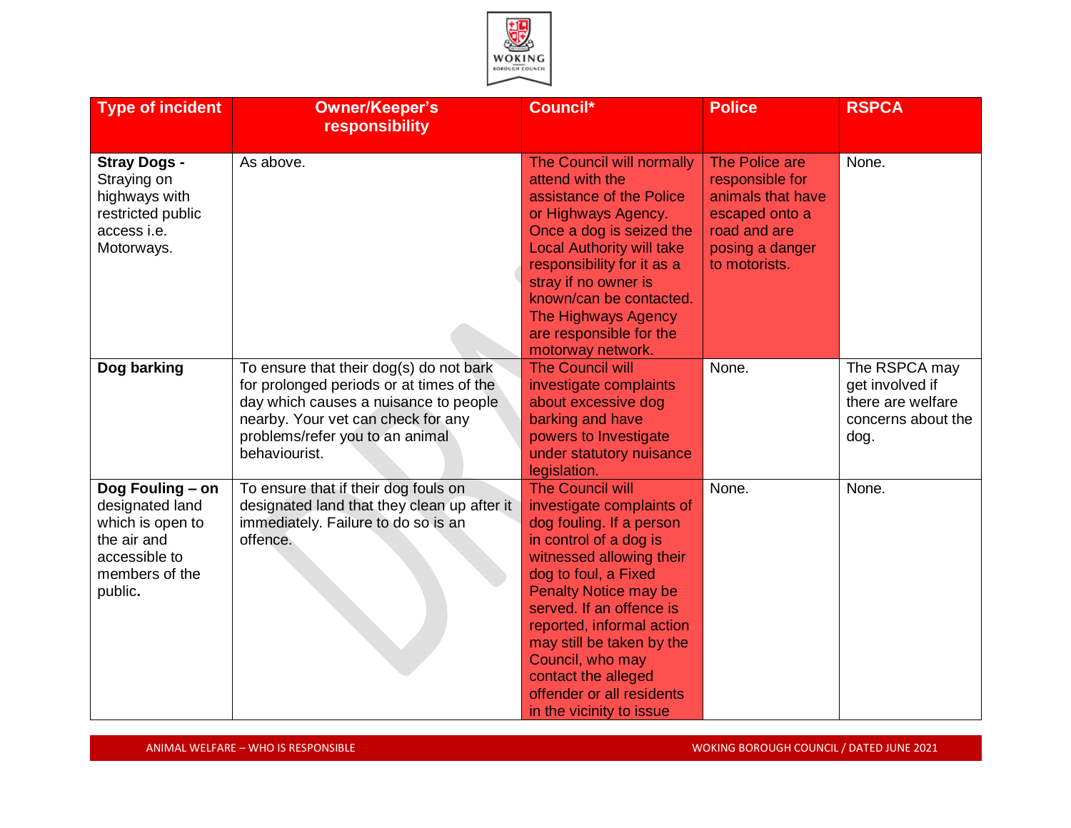| Type of incident | Owner/Keeper's responsibility | Council* | Police | RSPCA |
|---|---|---|---|---|
| **Stray Dogs -** Straying on highways with restricted public access i.e. Motorways. | As above. | The Council will normally attend with the assistance of the Police or Highways Agency. Once a dog is seized the Local Authority will take responsibility for it as a stray if no owner is known/can be contacted. The Highways Agency are responsible for the motorway network. | The Police are responsible for animals that have escaped onto a road and are posing a danger to motorists. | None. |
| **Dog barking** | To ensure that their dog(s) do not bark for prolonged periods or at times of the day which causes a nuisance to people nearby. Your vet can check for any problems/refer you to an animal behaviourist. | The Council will investigate complaints about excessive dog barking and have powers to Investigate under statutory nuisance legislation. | None. | The RSPCA may get involved if there are welfare concerns about the dog. |
| **Dog Fouling – on** designated land which is open to the air and accessible to members of the public**.** | To ensure that if their dog fouls on designated land that they clean up after it immediately. Failure to do so is an offence. | The Council will investigate complaints of dog fouling. If a person in control of a dog is witnessed allowing their dog to foul, a Fixed Penalty Notice may be served. If an offence is reported, informal action may still be taken by the Council, who may contact the alleged offender or all residents in the vicinity to issue | None. | None. |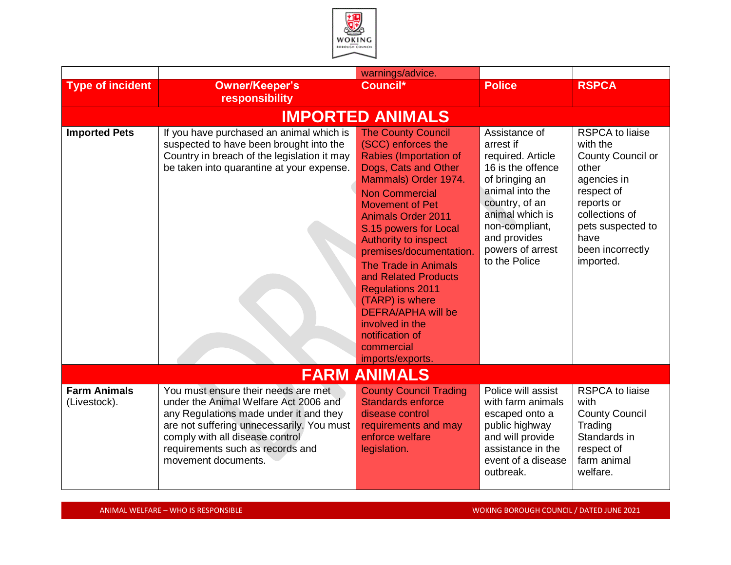| | | warnings/advice. | | |
|---|---|---|---|---|
| **Type of incident** | **Owner/Keeper's responsibility** | **Council*** | **Police** | **RSPCA** |
| **IMPORTED ANIMALS** | | | | |
| **Imported Pets** | If you have purchased an animal which is suspected to have been brought into the Country in breach of the legislation it may be taken into quarantine at your expense. | The County Council (SCC) enforces the Rabies (Importation of Dogs, Cats and Other Mammals) Order 1974. Non Commercial Movement of Pet Animals Order 2011 S.15 powers for Local Authority to inspect premises/documentation. The Trade in Animals and Related Products Regulations 2011 (TARP) is where DEFRA/APHA will be involved in the notification of commercial imports/exports. | Assistance of arrest if required. Article 16 is the offence of bringing an animal into the country, of an animal which is non-compliant, and provides powers of arrest to the Police | RSPCA to liaise with the County Council or other agencies in respect of reports or collections of pets suspected to have been incorrectly imported. |
| **FARM ANIMALS** | | | | |
| **Farm Animals** (Livestock). | You must ensure their needs are met under the Animal Welfare Act 2006 and any Regulations made under it and they are not suffering unnecessarily. You must comply with all disease control requirements such as records and movement documents. | County Council Trading Standards enforce disease control requirements and may enforce welfare legislation. | Police will assist with farm animals escaped onto a public highway and will provide assistance in the event of a disease outbreak. | RSPCA to liaise with County Council Trading Standards in respect of farm animal welfare. |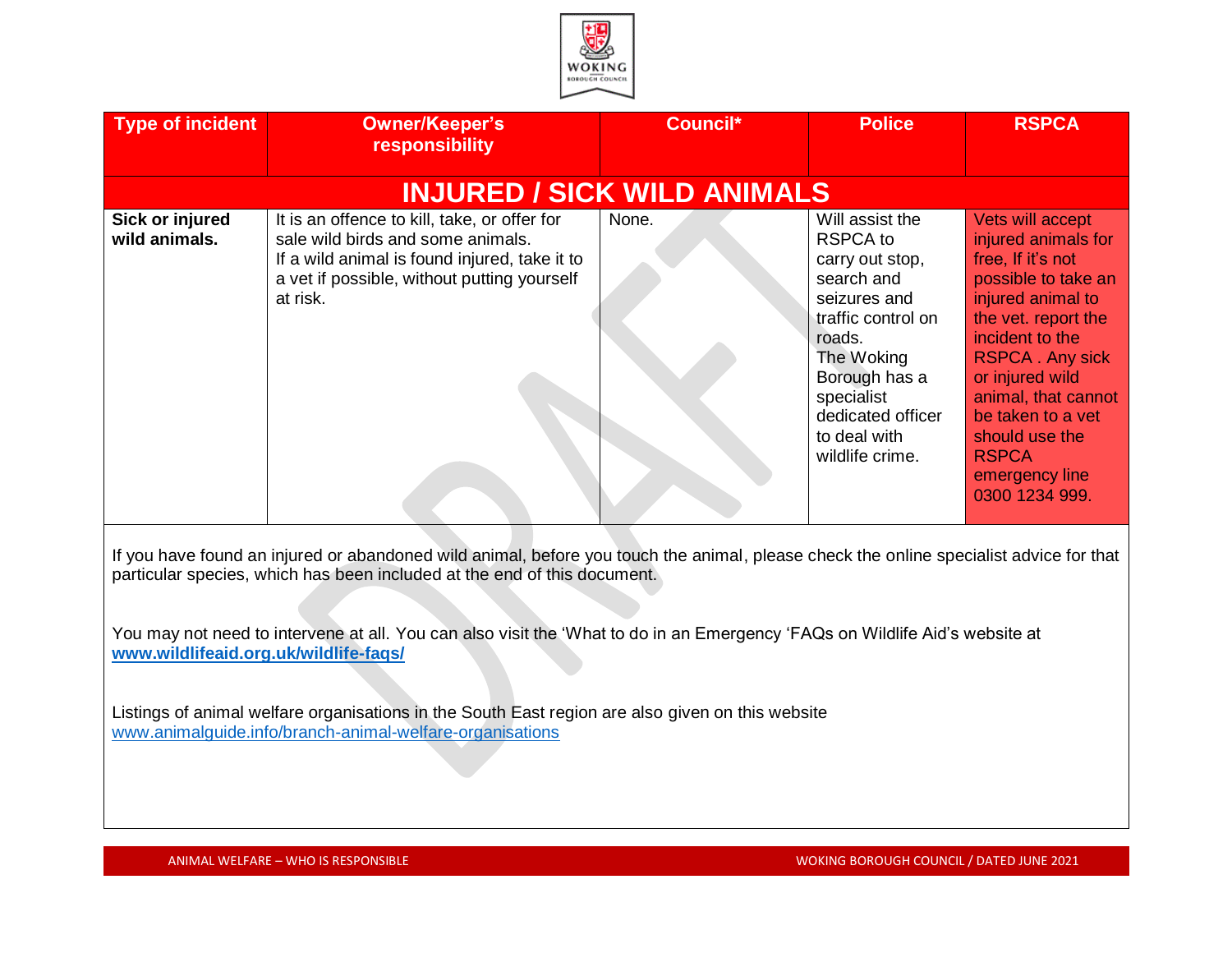| Type of incident | Owner/Keeper's responsibility | Council* | Police | RSPCA |
|---|---|---|---|---|
| **INJURED / SICK WILD ANIMALS** | | | | |
| **Sick or injured wild animals.** | It is an offence to kill, take, or offer for sale wild birds and some animals. If a wild animal is found injured, take it to a vet if possible, without putting yourself at risk. | None. | Will assist the RSPCA to carry out stop, search and seizures and traffic control on roads. The Woking Borough has a specialist dedicated officer to deal with wildlife crime. | Vets will accept injured animals for free, If it's not possible to take an injured animal to the vet. report the incident to the RSPCA . Any sick or injured wild animal, that cannot be taken to a vet should use the RSPCA emergency line 0300 1234 999. |

If you have found an injured or abandoned wild animal, before you touch the animal, please check the online specialist advice for that particular species, which has been included at the end of this document.

You may not need to intervene at all. You can also visit the 'What to do in an Emergency 'FAQs on Wildlife Aid's website at **www.wildlifeaid.org.uk/wildlife-faqs/**

Listings of animal welfare organisations in the South East region are also given on this website www.animalguide.info/branch-animal-welfare-organisations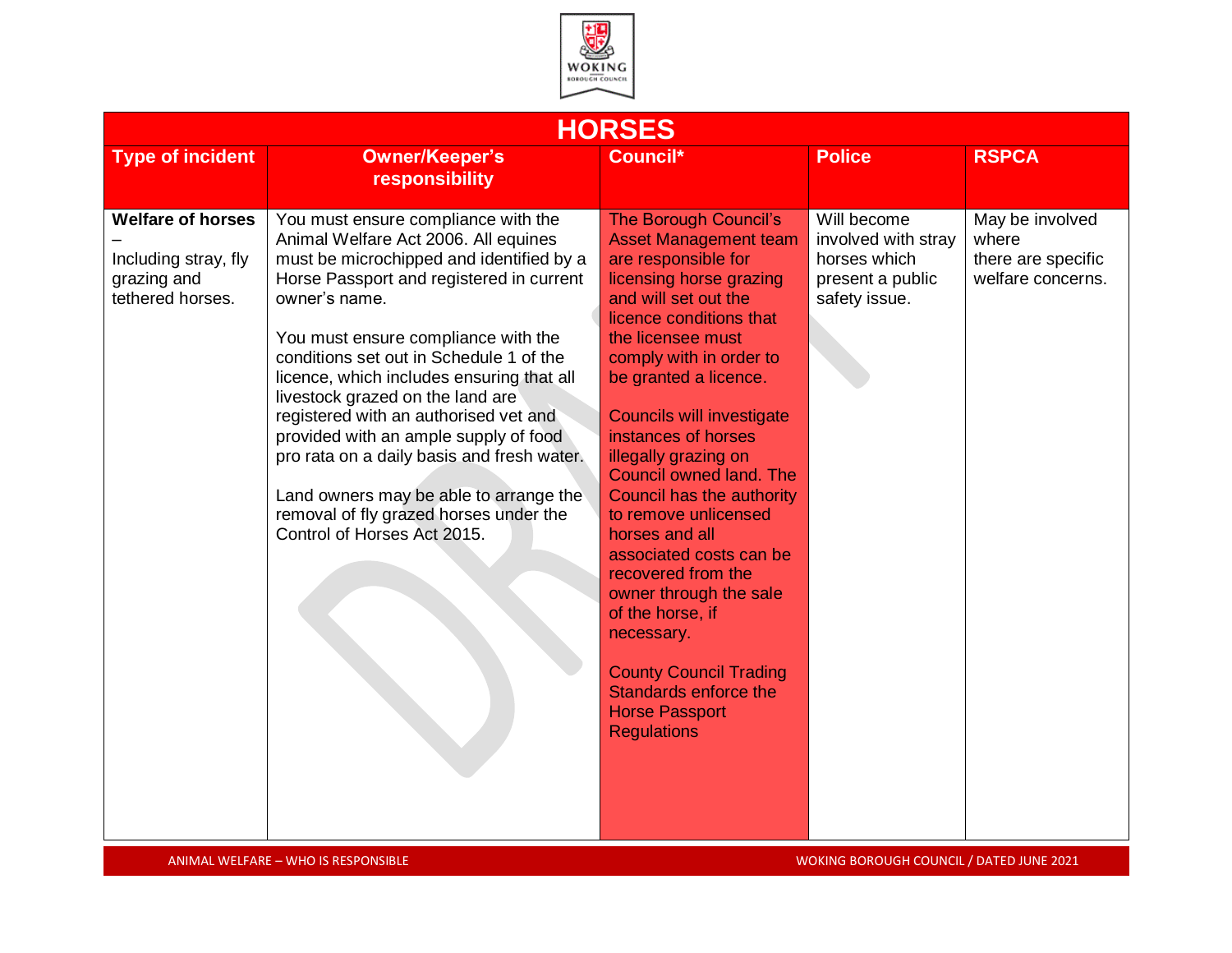# HORSES

| Type of incident | Owner/Keeper's responsibility | Council* | Police | RSPCA |
|---|---|---|---|---|
| **Welfare of horses** – Including stray, fly grazing and tethered horses. | You must ensure compliance with the Animal Welfare Act 2006. All equines must be microchipped and identified by a Horse Passport and registered in current owner's name.<br><br>You must ensure compliance with the conditions set out in Schedule 1 of the licence, which includes ensuring that all livestock grazed on the land are registered with an authorised vet and provided with an ample supply of food pro rata on a daily basis and fresh water.<br><br>Land owners may be able to arrange the removal of fly grazed horses under the Control of Horses Act 2015. | The Borough Council's Asset Management team are responsible for licensing horse grazing and will set out the licence conditions that the licensee must comply with in order to be granted a licence.<br><br>Councils will investigate instances of horses illegally grazing on Council owned land. The Council has the authority to remove unlicensed horses and all associated costs can be recovered from the owner through the sale of the horse, if necessary.<br><br>County Council Trading Standards enforce the Horse Passport Regulations | Will become involved with stray horses which present a public safety issue. | May be involved where there are specific welfare concerns. |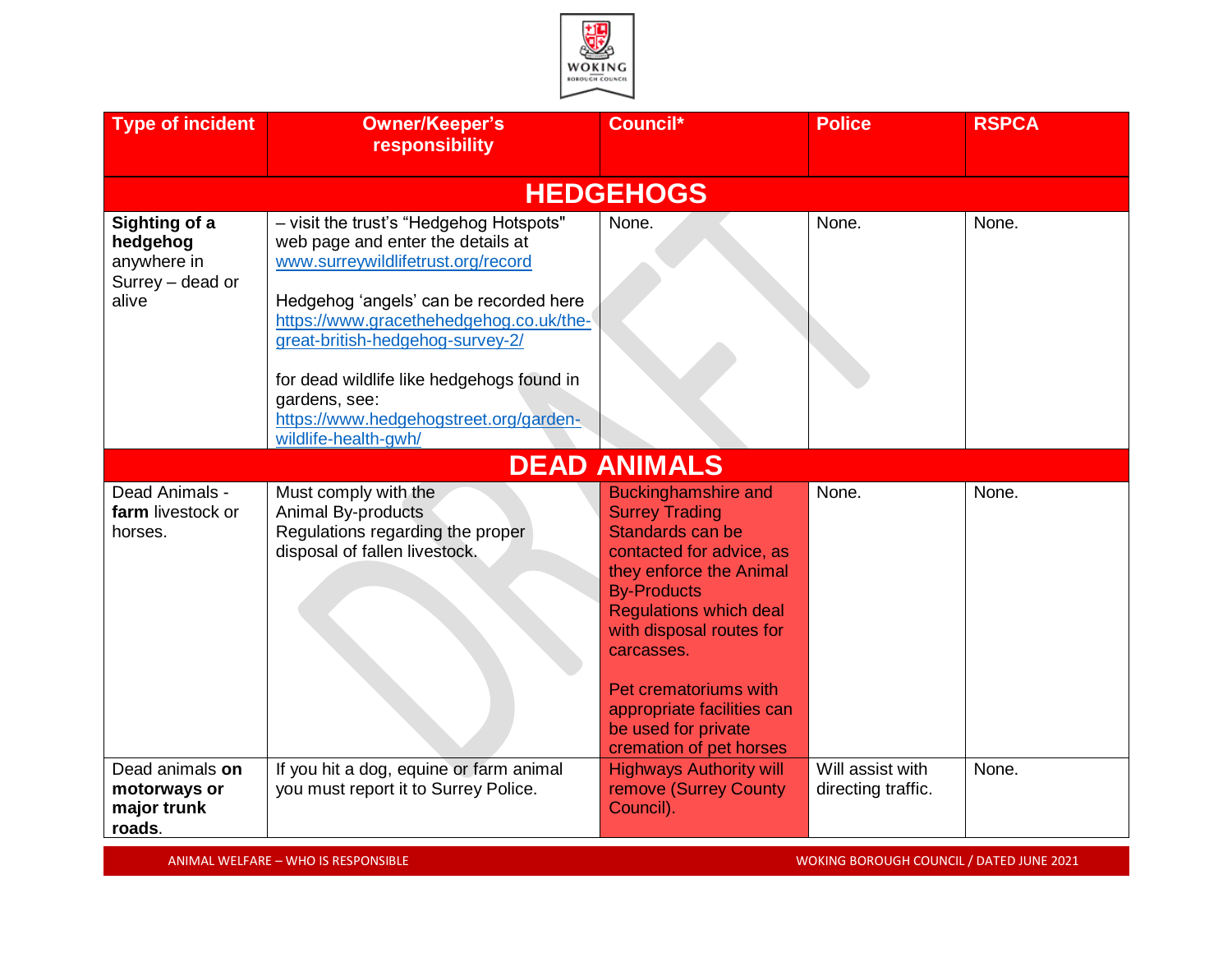| Type of incident | Owner/Keeper's responsibility | Council* | Police | RSPCA |
|---|---|---|---|---|
| **HEDGEHOGS** | | | | |
| **Sighting of a hedgehog** anywhere in Surrey – dead or alive | – visit the trust's "Hedgehog Hotspots" web page and enter the details at www.surreywildlifetrust.org/record<br><br>Hedgehog 'angels' can be recorded here https://www.gracethehedgehog.co.uk/the-great-british-hedgehog-survey-2/<br><br>for dead wildlife like hedgehogs found in gardens, see: https://www.hedgehogstreet.org/garden-wildlife-health-gwh/ | None. | None. | None. |
| **DEAD ANIMALS** | | | | |
| Dead Animals - **farm** livestock or horses. | Must comply with the Animal By-products Regulations regarding the proper disposal of fallen livestock. | Buckinghamshire and Surrey Trading Standards can be contacted for advice, as they enforce the Animal By-Products Regulations which deal with disposal routes for carcasses.<br><br>Pet crematoriums with appropriate facilities can be used for private cremation of pet horses | None. | None. |
| Dead animals **on motorways or major trunk roads**. | If you hit a dog, equine or farm animal you must report it to Surrey Police. | Highways Authority will remove (Surrey County Council). | Will assist with directing traffic. | None. |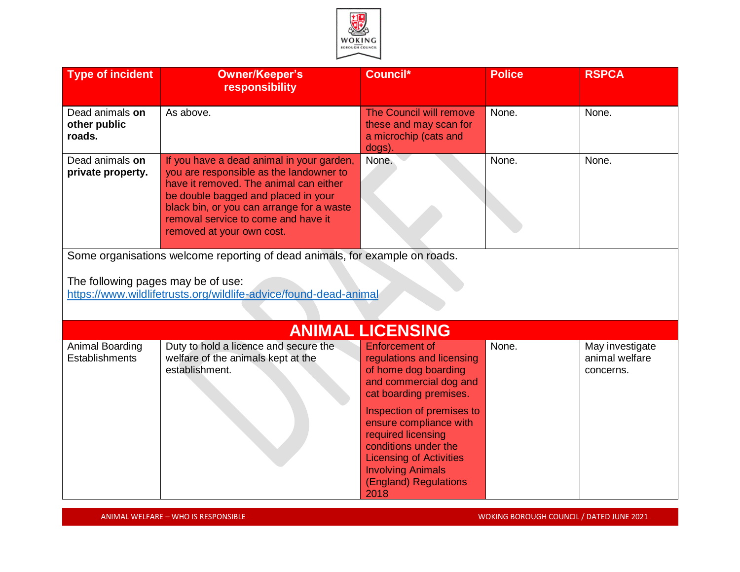| Type of incident | Owner/Keeper's responsibility | Council* | Police | RSPCA |
|---|---|---|---|---|
| Dead animals **on other public roads.** | As above. | The Council will remove these and may scan for a microchip (cats and dogs). | None. | None. |
| Dead animals **on private property.** | If you have a dead animal in your garden, you are responsible as the landowner to have it removed. The animal can either be double bagged and placed in your black bin, or you can arrange for a waste removal service to come and have it removed at your own cost. | None. | None. | None. |

Some organisations welcome reporting of dead animals, for example on roads.

The following pages may be of use:
https://www.wildlifetrusts.org/wildlife-advice/found-dead-animal

## ANIMAL LICENSING

| Type of incident | Owner/Keeper's responsibility | Council* | Police | RSPCA |
|---|---|---|---|---|
| Animal Boarding Establishments | Duty to hold a licence and secure the welfare of the animals kept at the establishment. | Enforcement of regulations and licensing of home dog boarding and commercial dog and cat boarding premises.<br><br>Inspection of premises to ensure compliance with required licensing conditions under the Licensing of Activities Involving Animals (England) Regulations 2018 | None. | May investigate animal welfare concerns. |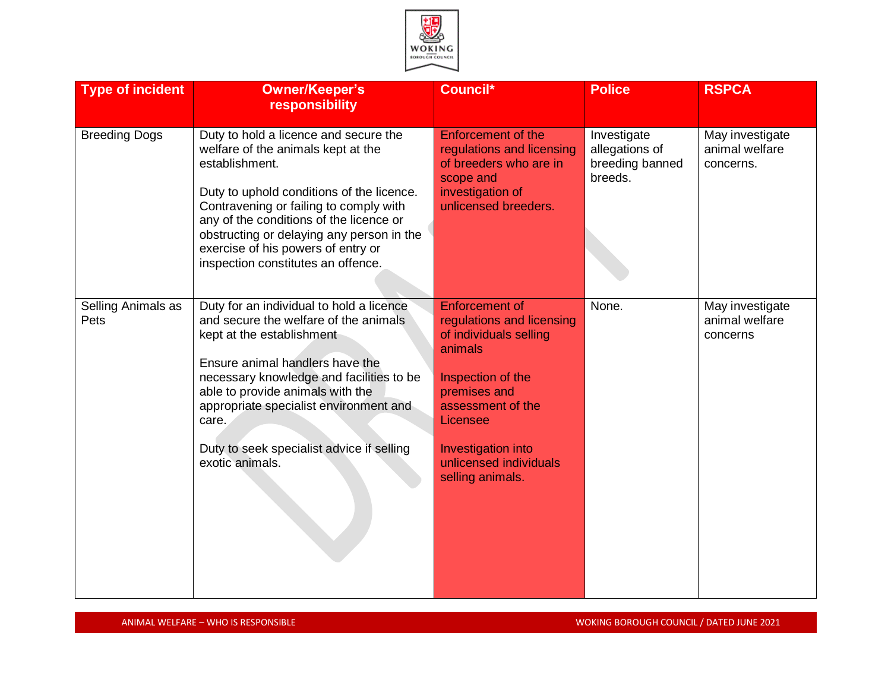| Type of incident | Owner/Keeper's responsibility | Council* | Police | RSPCA |
|---|---|---|---|---|
| Breeding Dogs | Duty to hold a licence and secure the welfare of the animals kept at the establishment.<br><br>Duty to uphold conditions of the licence. Contravening or failing to comply with any of the conditions of the licence or obstructing or delaying any person in the exercise of his powers of entry or inspection constitutes an offence. | Enforcement of the regulations and licensing of breeders who are in scope and investigation of unlicensed breeders. | Investigate allegations of breeding banned breeds. | May investigate animal welfare concerns. |
| Selling Animals as Pets | Duty for an individual to hold a licence and secure the welfare of the animals kept at the establishment<br><br>Ensure animal handlers have the necessary knowledge and facilities to be able to provide animals with the appropriate specialist environment and care.<br><br>Duty to seek specialist advice if selling exotic animals. | Enforcement of regulations and licensing of individuals selling animals<br><br>Inspection of the premises and assessment of the Licensee<br><br>Investigation into unlicensed individuals selling animals. | None. | May investigate animal welfare concerns |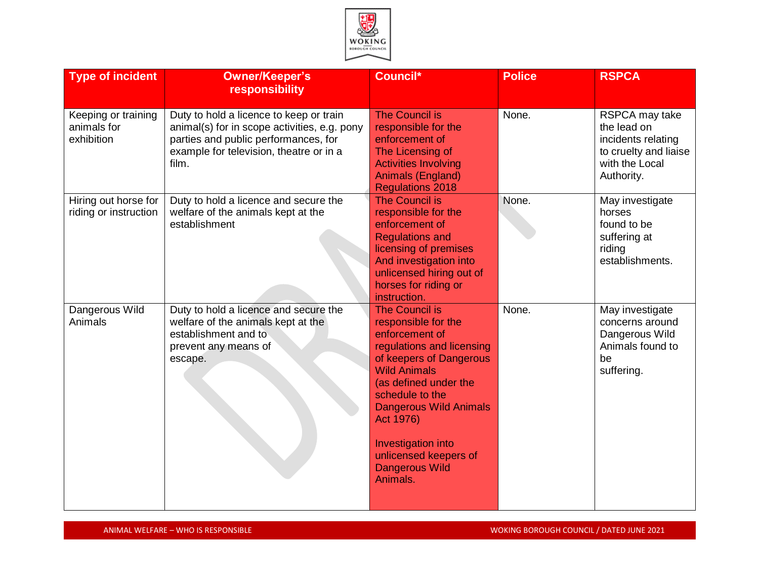| Type of incident | Owner/Keeper's responsibility | Council* | Police | RSPCA |
| --- | --- | --- | --- | --- |
| Keeping or training animals for exhibition | Duty to hold a licence to keep or train animal(s) for in scope activities, e.g. pony parties and public performances, for example for television, theatre or in a film. | The Council is responsible for the enforcement of The Licensing of Activities Involving Animals (England) Regulations 2018 | None. | RSPCA may take the lead on incidents relating to cruelty and liaise with the Local Authority. |
| Hiring out horse for riding or instruction | Duty to hold a licence and secure the welfare of the animals kept at the establishment | The Council is responsible for the enforcement of Regulations and licensing of premises And investigation into unlicensed hiring out of horses for riding or instruction. | None. | May investigate horses found to be suffering at riding establishments. |
| Dangerous Wild Animals | Duty to hold a licence and secure the welfare of the animals kept at the establishment and to prevent any means of escape. | The Council is responsible for the enforcement of regulations and licensing of keepers of Dangerous Wild Animals (as defined under the schedule to the Dangerous Wild Animals Act 1976)<br><br>Investigation into unlicensed keepers of Dangerous Wild Animals. | None. | May investigate concerns around Dangerous Wild Animals found to be suffering. |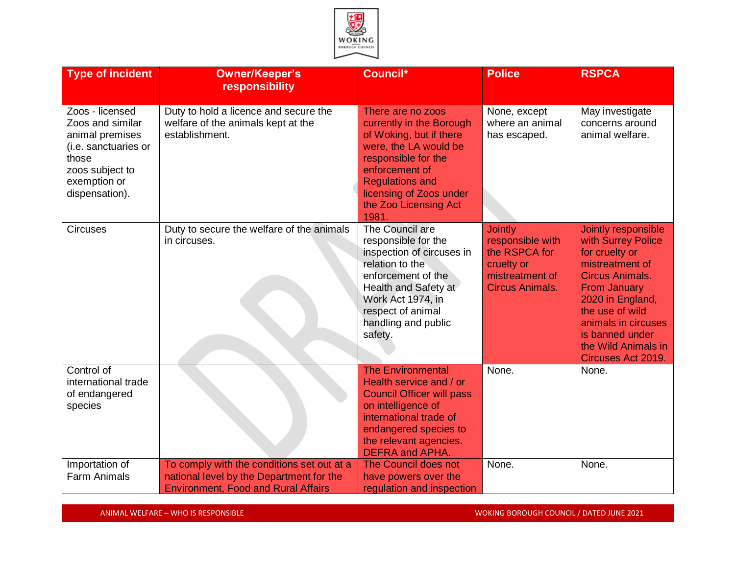| Type of incident | Owner/Keeper's responsibility | Council* | Police | RSPCA |
|---|---|---|---|---|
| Zoos - licensed Zoos and similar animal premises (i.e. sanctuaries or those zoos subject to exemption or dispensation). | Duty to hold a licence and secure the welfare of the animals kept at the establishment. | There are no zoos currently in the Borough of Woking, but if there were, the LA would be responsible for the enforcement of Regulations and licensing of Zoos under the Zoo Licensing Act 1981. | None, except where an animal has escaped. | May investigate concerns around animal welfare. |
| Circuses | Duty to secure the welfare of the animals in circuses. | The Council are responsible for the inspection of circuses in relation to the enforcement of the Health and Safety at Work Act 1974, in respect of animal handling and public safety. | Jointly responsible with the RSPCA for cruelty or mistreatment of Circus Animals. | Jointly responsible with Surrey Police for cruelty or mistreatment of Circus Animals. From January 2020 in England, the use of wild animals in circuses is banned under the Wild Animals in Circuses Act 2019. |
| Control of international trade of endangered species | | The Environmental Health service and / or Council Officer will pass on intelligence of international trade of endangered species to the relevant agencies. DEFRA and APHA. | None. | None. |
| Importation of Farm Animals | To comply with the conditions set out at a national level by the Department for the Environment, Food and Rural Affairs | The Council does not have powers over the regulation and inspection | None. | None. |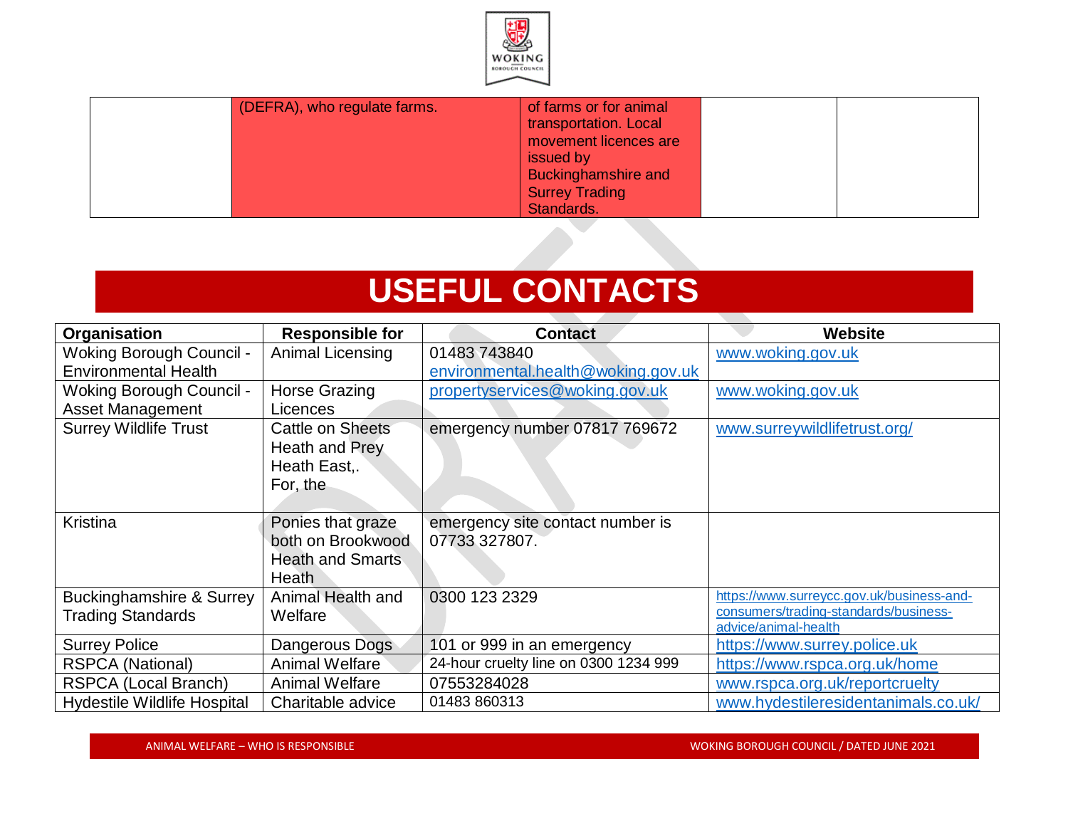| | (DEFRA), who regulate farms. | of farms or for animal transportation. Local movement licences are issued by Buckinghamshire and Surrey Trading Standards. | | |
|---|---|---|---|---|

# USEFUL CONTACTS

| Organisation | Responsible for | Contact | Website |
|---|---|---|---|
| Woking Borough Council - Environmental Health | Animal Licensing | 01483 743840 environmental.health@woking.gov.uk | www.woking.gov.uk |
| Woking Borough Council - Asset Management | Horse Grazing Licences | propertyservices@woking.gov.uk | www.woking.gov.uk |
| Surrey Wildlife Trust | Cattle on Sheets Heath and Prey Heath East,. For, the | emergency number 07817 769672 | www.surreywildlifetrust.org/ |
| Kristina | Ponies that graze both on Brookwood Heath and Smarts Heath | emergency site contact number is 07733 327807. | |
| Buckinghamshire & Surrey Trading Standards | Animal Health and Welfare | 0300 123 2329 | https://www.surreycc.gov.uk/business-and-consumers/trading-standards/business-advice/animal-health |
| Surrey Police | Dangerous Dogs | 101 or 999 in an emergency | https://www.surrey.police.uk |
| RSPCA (National) | Animal Welfare | 24-hour cruelty line on 0300 1234 999 | https://www.rspca.org.uk/home |
| RSPCA (Local Branch) | Animal Welfare | 07553284028 | www.rspca.org.uk/reportcruelty |
| Hydestile Wildlife Hospital | Charitable advice | 01483 860313 | www.hydestileresidentanimals.co.uk/ |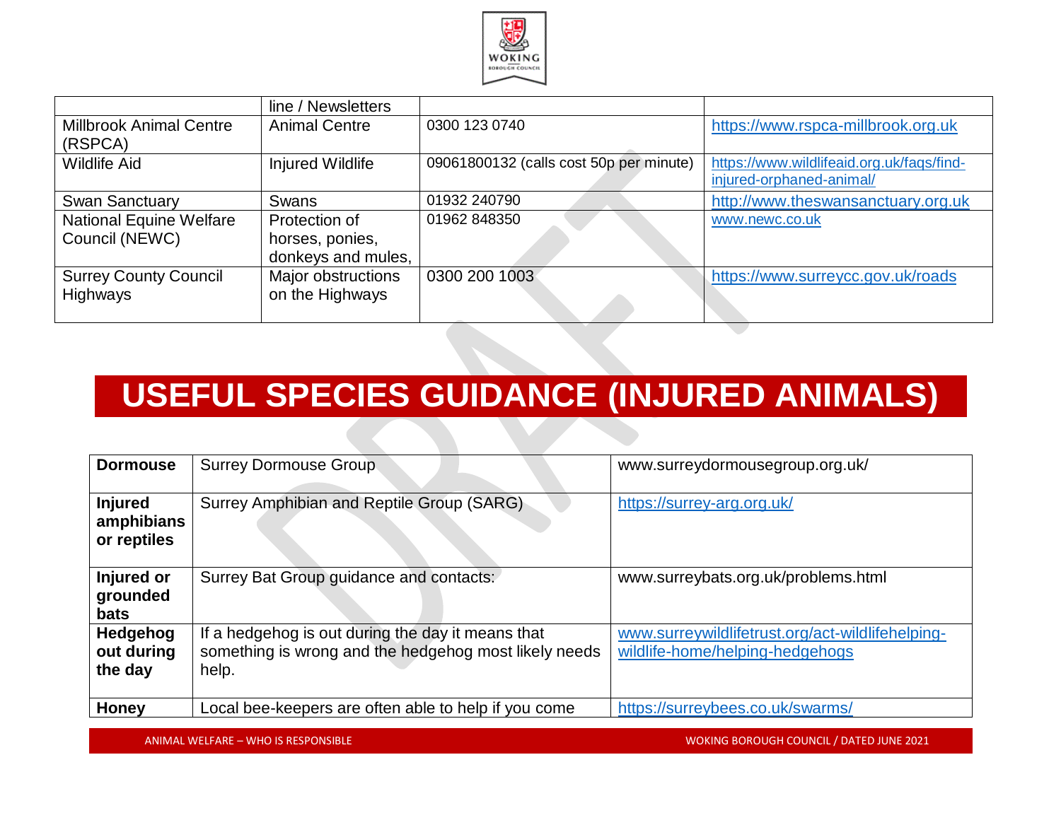|  | line / Newsletters |  |  |
|---|---|---|---|
| Millbrook Animal Centre (RSPCA) | Animal Centre | 0300 123 0740 | https://www.rspca-millbrook.org.uk |
| Wildlife Aid | Injured Wildlife | 09061800132 (calls cost 50p per minute) | https://www.wildlifeaid.org.uk/faqs/find-injured-orphaned-animal/ |
| Swan Sanctuary | Swans | 01932 240790 | http://www.theswansanctuary.org.uk |
| National Equine Welfare Council (NEWC) | Protection of horses, ponies, donkeys and mules, | 01962 848350 | www.newc.co.uk |
| Surrey County Council Highways | Major obstructions on the Highways | 0300 200 1003 | https://www.surreycc.gov.uk/roads |

# USEFUL SPECIES GUIDANCE (INJURED ANIMALS)

| **Dormouse** | Surrey Dormouse Group | www.surreydormousegroup.org.uk/ |
|---|---|---|
| **Injured amphibians or reptiles** | Surrey Amphibian and Reptile Group (SARG) | https://surrey-arg.org.uk/ |
| **Injured or grounded bats** | Surrey Bat Group guidance and contacts: | www.surreybats.org.uk/problems.html |
| **Hedgehog out during the day** | If a hedgehog is out during the day it means that something is wrong and the hedgehog most likely needs help. | www.surreywildlifetrust.org/act-wildlifehelping-wildlife-home/helping-hedgehogs |
| **Honey** | Local bee-keepers are often able to help if you come | https://surreybees.co.uk/swarms/ |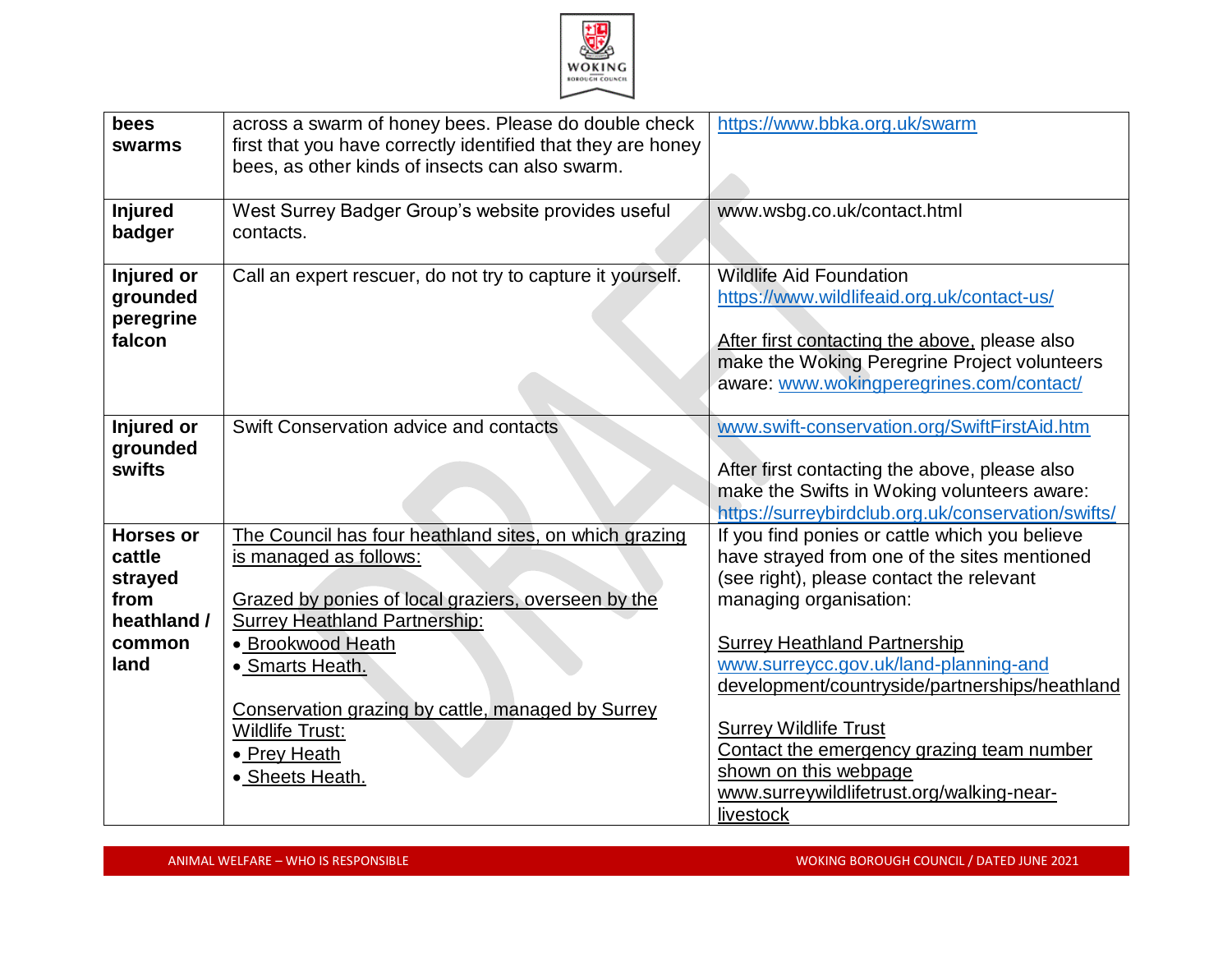| **bees swarms** | across a swarm of honey bees. Please do double check first that you have correctly identified that they are honey bees, as other kinds of insects can also swarm. | https://www.bbka.org.uk/swarm |
|---|---|---|
| **Injured badger** | West Surrey Badger Group's website provides useful contacts. | www.wsbg.co.uk/contact.html |
| **Injured or grounded peregrine falcon** | Call an expert rescuer, do not try to capture it yourself. | Wildlife Aid Foundation https://www.wildlifeaid.org.uk/contact-us/<br><br>After first contacting the above, please also make the Woking Peregrine Project volunteers aware: www.wokingperegrines.com/contact/ |
| **Injured or grounded swifts** | Swift Conservation advice and contacts | www.swift-conservation.org/SwiftFirstAid.htm<br><br>After first contacting the above, please also make the Swifts in Woking volunteers aware: https://surreybirdclub.org.uk/conservation/swifts/ |
| **Horses or cattle strayed from heathland / common land** | The Council has four heathland sites, on which grazing is managed as follows:<br><br>Grazed by ponies of local graziers, overseen by the Surrey Heathland Partnership:<br>• Brookwood Heath<br>• Smarts Heath.<br><br>Conservation grazing by cattle, managed by Surrey Wildlife Trust:<br>• Prey Heath<br>• Sheets Heath. | If you find ponies or cattle which you believe have strayed from one of the sites mentioned (see right), please contact the relevant managing organisation:<br><br>Surrey Heathland Partnership<br>www.surreycc.gov.uk/land-planning-and development/countryside/partnerships/heathland<br><br>Surrey Wildlife Trust<br>Contact the emergency grazing team number shown on this webpage<br>www.surreywildlifetrust.org/walking-near-livestock |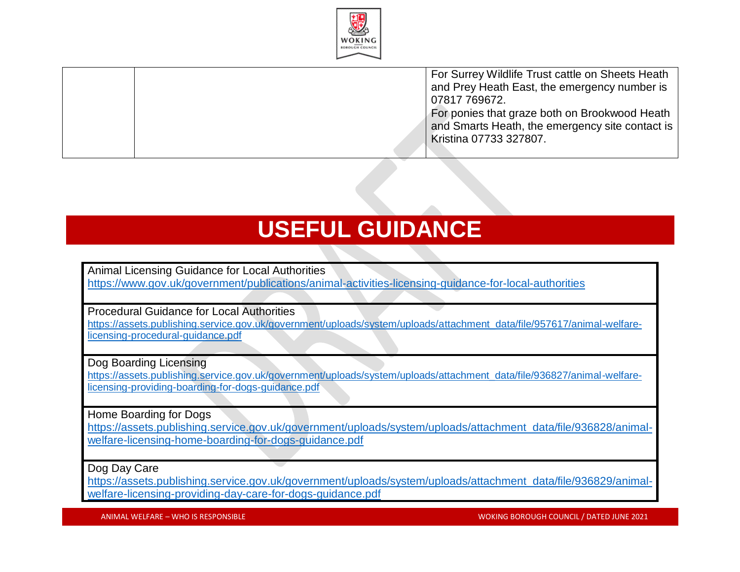| | | |
|---|---|---|
| | | For Surrey Wildlife Trust cattle on Sheets Heath and Prey Heath East, the emergency number is 07817 769672.<br>For ponies that graze both on Brookwood Heath and Smarts Heath, the emergency site contact is Kristina 07733 327807. |

# USEFUL GUIDANCE

| |
|---|
| Animal Licensing Guidance for Local Authorities<br>https://www.gov.uk/government/publications/animal-activities-licensing-guidance-for-local-authorities |
| Procedural Guidance for Local Authorities<br>https://assets.publishing.service.gov.uk/government/uploads/system/uploads/attachment_data/file/957617/animal-welfare-licensing-procedural-guidance.pdf |
| Dog Boarding Licensing<br>https://assets.publishing.service.gov.uk/government/uploads/system/uploads/attachment_data/file/936827/animal-welfare-licensing-providing-boarding-for-dogs-guidance.pdf |
| Home Boarding for Dogs<br>https://assets.publishing.service.gov.uk/government/uploads/system/uploads/attachment_data/file/936828/animal-welfare-licensing-home-boarding-for-dogs-guidance.pdf |
| Dog Day Care<br>https://assets.publishing.service.gov.uk/government/uploads/system/uploads/attachment_data/file/936829/animal-welfare-licensing-providing-day-care-for-dogs-guidance.pdf |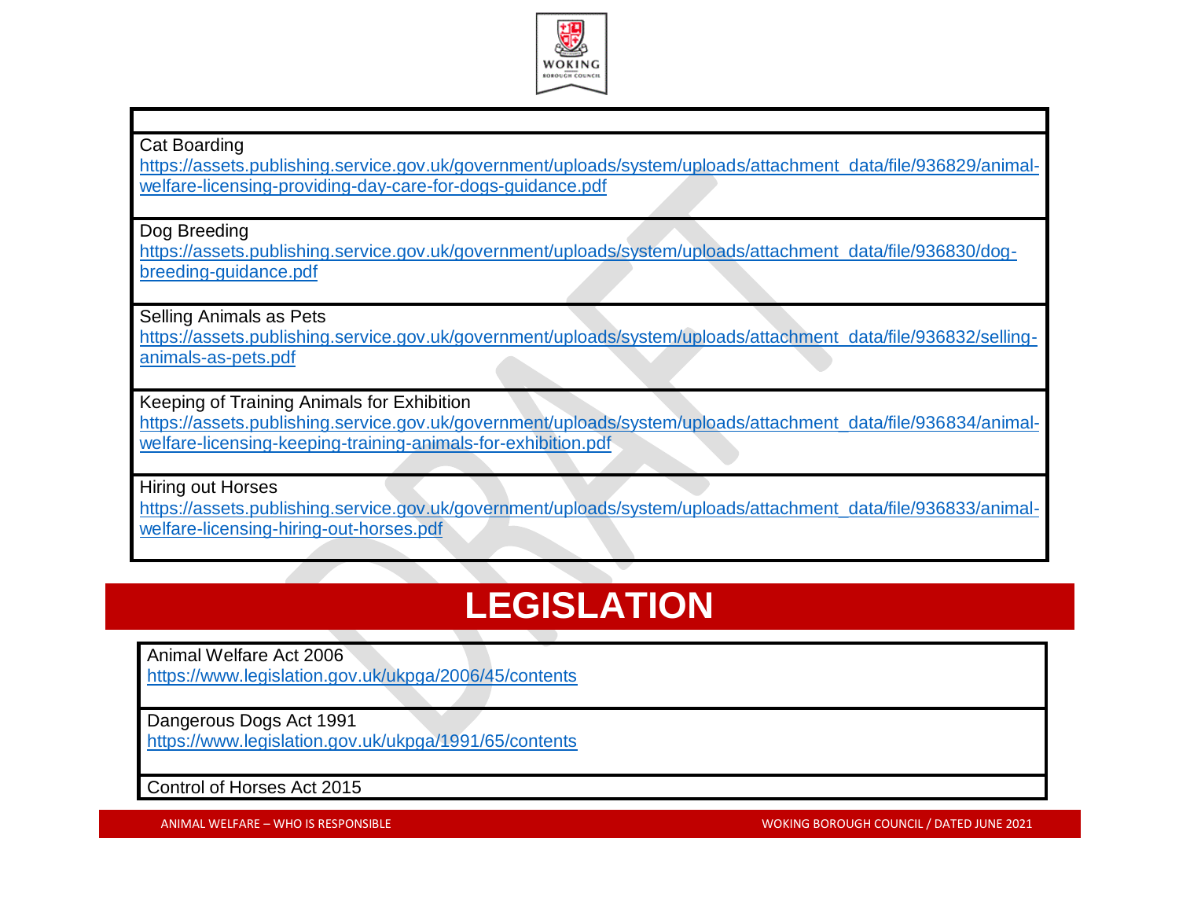Cat Boarding
https://assets.publishing.service.gov.uk/government/uploads/system/uploads/attachment_data/file/936829/animal-welfare-licensing-providing-day-care-for-dogs-guidance.pdf

Dog Breeding
https://assets.publishing.service.gov.uk/government/uploads/system/uploads/attachment_data/file/936830/dog-breeding-guidance.pdf

Selling Animals as Pets
https://assets.publishing.service.gov.uk/government/uploads/system/uploads/attachment_data/file/936832/selling-animals-as-pets.pdf

Keeping of Training Animals for Exhibition
https://assets.publishing.service.gov.uk/government/uploads/system/uploads/attachment_data/file/936834/animal-welfare-licensing-keeping-training-animals-for-exhibition.pdf

Hiring out Horses
https://assets.publishing.service.gov.uk/government/uploads/system/uploads/attachment_data/file/936833/animal-welfare-licensing-hiring-out-horses.pdf

# LEGISLATION

Animal Welfare Act 2006
https://www.legislation.gov.uk/ukpga/2006/45/contents

Dangerous Dogs Act 1991
https://www.legislation.gov.uk/ukpga/1991/65/contents

Control of Horses Act 2015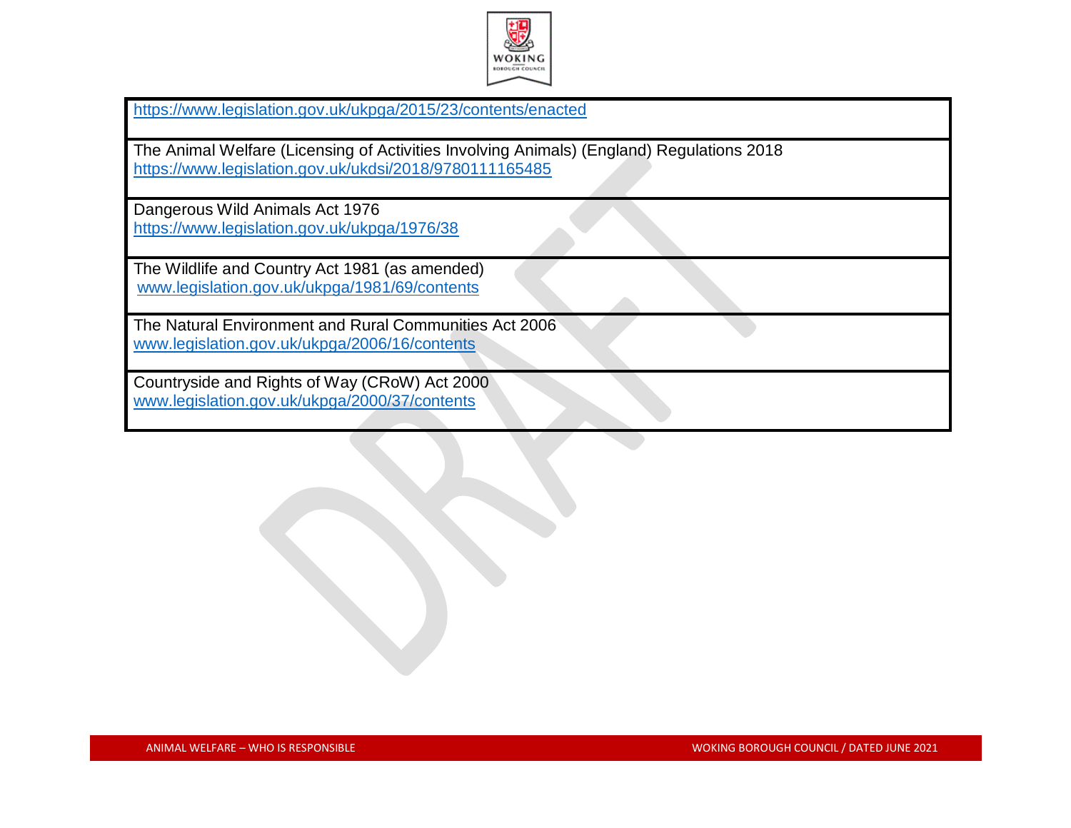| |
|---|
| https://www.legislation.gov.uk/ukpga/2015/23/contents/enacted |
| The Animal Welfare (Licensing of Activities Involving Animals) (England) Regulations 2018<br>https://www.legislation.gov.uk/ukdsi/2018/9780111165485 |
| Dangerous Wild Animals Act 1976<br>https://www.legislation.gov.uk/ukpga/1976/38 |
| The Wildlife and Country Act 1981 (as amended)<br>www.legislation.gov.uk/ukpga/1981/69/contents |
| The Natural Environment and Rural Communities Act 2006<br>www.legislation.gov.uk/ukpga/2006/16/contents |
| Countryside and Rights of Way (CRoW) Act 2000<br>www.legislation.gov.uk/ukpga/2000/37/contents |